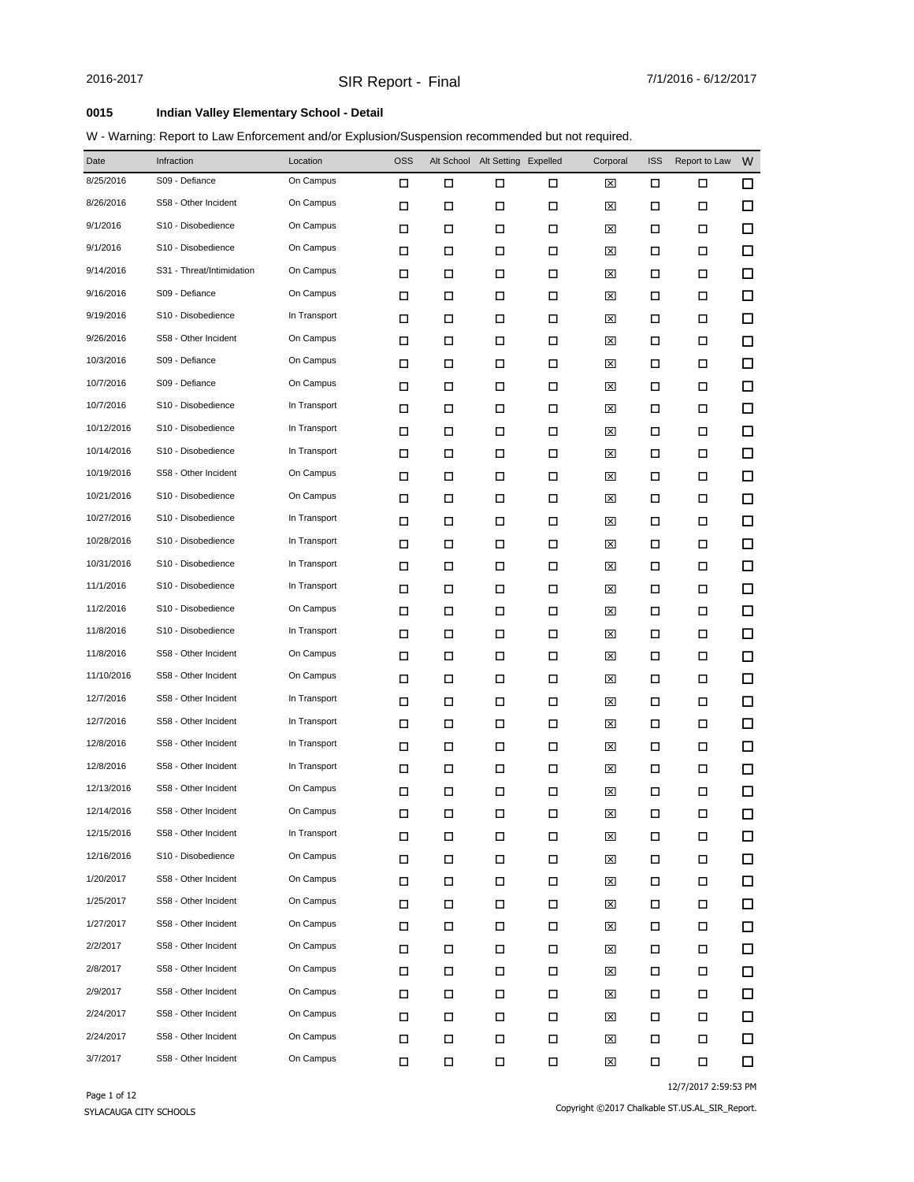2016-2017 | SIR Report - Final | 7/1/2016 - 6/12/2017

**0015 Indian Valley Elementary School - Detail**

W - Warning: Report to Law Enforcement and/or Explusion/Suspension recommended but not required.

| Date | Infraction | Location | OSS | Alt School | Alt Setting | Expelled | Corporal | ISS | Report to Law | W |
|---|---|---|---|---|---|---|---|---|---|---|
| 8/25/2016 | S09 - Defiance | On Campus | ☐ | ☐ | ☐ | ☐ | ☒ | ☐ | ☐ | ☐ |
| 8/26/2016 | S58 - Other Incident | On Campus | ☐ | ☐ | ☐ | ☐ | ☒ | ☐ | ☐ | ☐ |
| 9/1/2016 | S10 - Disobedience | On Campus | ☐ | ☐ | ☐ | ☐ | ☒ | ☐ | ☐ | ☐ |
| 9/1/2016 | S10 - Disobedience | On Campus | ☐ | ☐ | ☐ | ☐ | ☒ | ☐ | ☐ | ☐ |
| 9/14/2016 | S31 - Threat/Intimidation | On Campus | ☐ | ☐ | ☐ | ☐ | ☒ | ☐ | ☐ | ☐ |
| 9/16/2016 | S09 - Defiance | On Campus | ☐ | ☐ | ☐ | ☐ | ☒ | ☐ | ☐ | ☐ |
| 9/19/2016 | S10 - Disobedience | In Transport | ☐ | ☐ | ☐ | ☐ | ☒ | ☐ | ☐ | ☐ |
| 9/26/2016 | S58 - Other Incident | On Campus | ☐ | ☐ | ☐ | ☐ | ☒ | ☐ | ☐ | ☐ |
| 10/3/2016 | S09 - Defiance | On Campus | ☐ | ☐ | ☐ | ☐ | ☒ | ☐ | ☐ | ☐ |
| 10/7/2016 | S09 - Defiance | On Campus | ☐ | ☐ | ☐ | ☐ | ☒ | ☐ | ☐ | ☐ |
| 10/7/2016 | S10 - Disobedience | In Transport | ☐ | ☐ | ☐ | ☐ | ☒ | ☐ | ☐ | ☐ |
| 10/12/2016 | S10 - Disobedience | In Transport | ☐ | ☐ | ☐ | ☐ | ☒ | ☐ | ☐ | ☐ |
| 10/14/2016 | S10 - Disobedience | In Transport | ☐ | ☐ | ☐ | ☐ | ☒ | ☐ | ☐ | ☐ |
| 10/19/2016 | S58 - Other Incident | On Campus | ☐ | ☐ | ☐ | ☐ | ☒ | ☐ | ☐ | ☐ |
| 10/21/2016 | S10 - Disobedience | On Campus | ☐ | ☐ | ☐ | ☐ | ☒ | ☐ | ☐ | ☐ |
| 10/27/2016 | S10 - Disobedience | In Transport | ☐ | ☐ | ☐ | ☐ | ☒ | ☐ | ☐ | ☐ |
| 10/28/2016 | S10 - Disobedience | In Transport | ☐ | ☐ | ☐ | ☐ | ☒ | ☐ | ☐ | ☐ |
| 10/31/2016 | S10 - Disobedience | In Transport | ☐ | ☐ | ☐ | ☐ | ☒ | ☐ | ☐ | ☐ |
| 11/1/2016 | S10 - Disobedience | In Transport | ☐ | ☐ | ☐ | ☐ | ☒ | ☐ | ☐ | ☐ |
| 11/2/2016 | S10 - Disobedience | On Campus | ☐ | ☐ | ☐ | ☐ | ☒ | ☐ | ☐ | ☐ |
| 11/8/2016 | S10 - Disobedience | In Transport | ☐ | ☐ | ☐ | ☐ | ☒ | ☐ | ☐ | ☐ |
| 11/8/2016 | S58 - Other Incident | On Campus | ☐ | ☐ | ☐ | ☐ | ☒ | ☐ | ☐ | ☐ |
| 11/10/2016 | S58 - Other Incident | On Campus | ☐ | ☐ | ☐ | ☐ | ☒ | ☐ | ☐ | ☐ |
| 12/7/2016 | S58 - Other Incident | In Transport | ☐ | ☐ | ☐ | ☐ | ☒ | ☐ | ☐ | ☐ |
| 12/7/2016 | S58 - Other Incident | In Transport | ☐ | ☐ | ☐ | ☐ | ☒ | ☐ | ☐ | ☐ |
| 12/8/2016 | S58 - Other Incident | In Transport | ☐ | ☐ | ☐ | ☐ | ☒ | ☐ | ☐ | ☐ |
| 12/8/2016 | S58 - Other Incident | In Transport | ☐ | ☐ | ☐ | ☐ | ☒ | ☐ | ☐ | ☐ |
| 12/13/2016 | S58 - Other Incident | On Campus | ☐ | ☐ | ☐ | ☐ | ☒ | ☐ | ☐ | ☐ |
| 12/14/2016 | S58 - Other Incident | On Campus | ☐ | ☐ | ☐ | ☐ | ☒ | ☐ | ☐ | ☐ |
| 12/15/2016 | S58 - Other Incident | In Transport | ☐ | ☐ | ☐ | ☐ | ☒ | ☐ | ☐ | ☐ |
| 12/16/2016 | S10 - Disobedience | On Campus | ☐ | ☐ | ☐ | ☐ | ☒ | ☐ | ☐ | ☐ |
| 1/20/2017 | S58 - Other Incident | On Campus | ☐ | ☐ | ☐ | ☐ | ☒ | ☐ | ☐ | ☐ |
| 1/25/2017 | S58 - Other Incident | On Campus | ☐ | ☐ | ☐ | ☐ | ☒ | ☐ | ☐ | ☐ |
| 1/27/2017 | S58 - Other Incident | On Campus | ☐ | ☐ | ☐ | ☐ | ☒ | ☐ | ☐ | ☐ |
| 2/2/2017 | S58 - Other Incident | On Campus | ☐ | ☐ | ☐ | ☐ | ☒ | ☐ | ☐ | ☐ |
| 2/8/2017 | S58 - Other Incident | On Campus | ☐ | ☐ | ☐ | ☐ | ☒ | ☐ | ☐ | ☐ |
| 2/9/2017 | S58 - Other Incident | On Campus | ☐ | ☐ | ☐ | ☐ | ☒ | ☐ | ☐ | ☐ |
| 2/24/2017 | S58 - Other Incident | On Campus | ☐ | ☐ | ☐ | ☐ | ☒ | ☐ | ☐ | ☐ |
| 2/24/2017 | S58 - Other Incident | On Campus | ☐ | ☐ | ☐ | ☐ | ☒ | ☐ | ☐ | ☐ |
| 3/7/2017 | S58 - Other Incident | On Campus | ☐ | ☐ | ☐ | ☐ | ☒ | ☐ | ☐ | ☐ |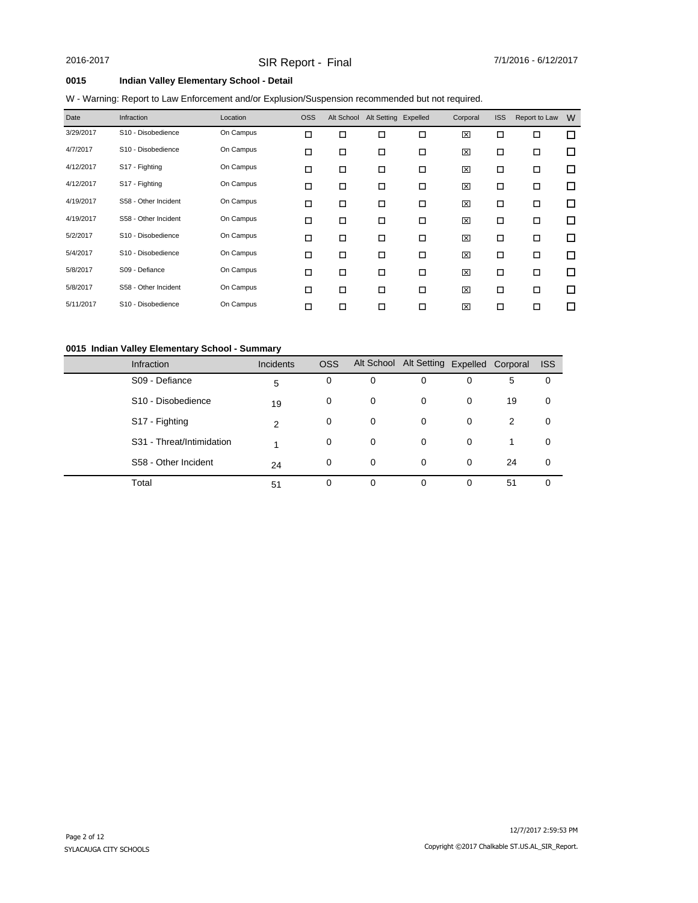**0015 Indian Valley Elementary School - Detail**

W - Warning: Report to Law Enforcement and/or Explusion/Suspension recommended but not required.

| Date | Infraction | Location | OSS | Alt School | Alt Setting | Expelled | Corporal | ISS | Report to Law | W |
|---|---|---|---|---|---|---|---|---|---|---|
| 3/29/2017 | S10 - Disobedience | On Campus | ☐ | ☐ | ☐ | ☐ | ☒ | ☐ | ☐ | ☐ |
| 4/7/2017 | S10 - Disobedience | On Campus | ☐ | ☐ | ☐ | ☐ | ☒ | ☐ | ☐ | ☐ |
| 4/12/2017 | S17 - Fighting | On Campus | ☐ | ☐ | ☐ | ☐ | ☒ | ☐ | ☐ | ☐ |
| 4/12/2017 | S17 - Fighting | On Campus | ☐ | ☐ | ☐ | ☐ | ☒ | ☐ | ☐ | ☐ |
| 4/19/2017 | S58 - Other Incident | On Campus | ☐ | ☐ | ☐ | ☐ | ☒ | ☐ | ☐ | ☐ |
| 4/19/2017 | S58 - Other Incident | On Campus | ☐ | ☐ | ☐ | ☐ | ☒ | ☐ | ☐ | ☐ |
| 5/2/2017 | S10 - Disobedience | On Campus | ☐ | ☐ | ☐ | ☐ | ☒ | ☐ | ☐ | ☐ |
| 5/4/2017 | S10 - Disobedience | On Campus | ☐ | ☐ | ☐ | ☐ | ☒ | ☐ | ☐ | ☐ |
| 5/8/2017 | S09 - Defiance | On Campus | ☐ | ☐ | ☐ | ☐ | ☒ | ☐ | ☐ | ☐ |
| 5/8/2017 | S58 - Other Incident | On Campus | ☐ | ☐ | ☐ | ☐ | ☒ | ☐ | ☐ | ☐ |
| 5/11/2017 | S10 - Disobedience | On Campus | ☐ | ☐ | ☐ | ☐ | ☒ | ☐ | ☐ | ☐ |

**0015 Indian Valley Elementary School - Summary**

| Infraction | Incidents | OSS | Alt School | Alt Setting | Expelled | Corporal | ISS |
|---|---|---|---|---|---|---|---|
| S09 - Defiance | 5 | 0 | 0 | 0 | 0 | 5 | 0 |
| S10 - Disobedience | 19 | 0 | 0 | 0 | 0 | 19 | 0 |
| S17 - Fighting | 2 | 0 | 0 | 0 | 0 | 2 | 0 |
| S31 - Threat/Intimidation | 1 | 0 | 0 | 0 | 0 | 1 | 0 |
| S58 - Other Incident | 24 | 0 | 0 | 0 | 0 | 24 | 0 |
| Total | 51 | 0 | 0 | 0 | 0 | 51 | 0 |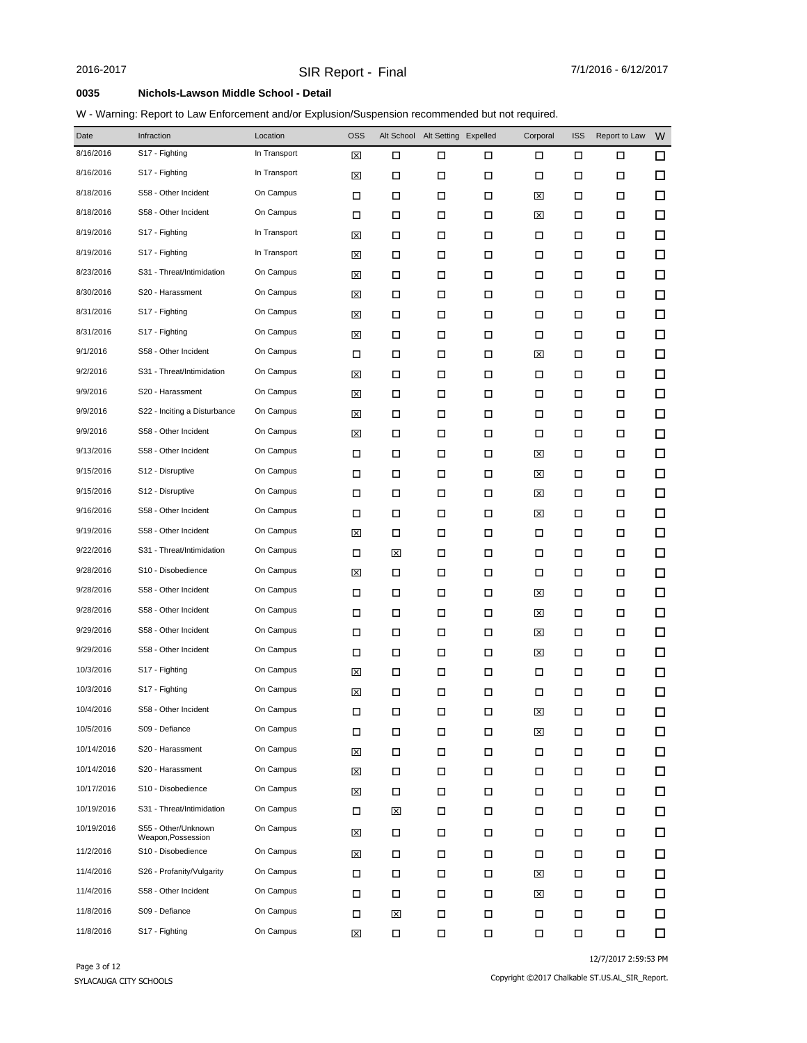2016-2017 SIR Report - Final 7/1/2016 - 6/12/2017

**0035 Nichols-Lawson Middle School - Detail**

W - Warning: Report to Law Enforcement and/or Explusion/Suspension recommended but not required.

| Date | Infraction | Location | OSS | Alt School | Alt Setting | Expelled | Corporal | ISS | Report to Law | W |
|---|---|---|---|---|---|---|---|---|---|---|
| 8/16/2016 | S17 - Fighting | In Transport | ☒ | ☐ | ☐ | ☐ | ☐ | ☐ | ☐ | ☐ |
| 8/16/2016 | S17 - Fighting | In Transport | ☒ | ☐ | ☐ | ☐ | ☐ | ☐ | ☐ | ☐ |
| 8/18/2016 | S58 - Other Incident | On Campus | ☐ | ☐ | ☐ | ☐ | ☒ | ☐ | ☐ | ☐ |
| 8/18/2016 | S58 - Other Incident | On Campus | ☐ | ☐ | ☐ | ☐ | ☒ | ☐ | ☐ | ☐ |
| 8/19/2016 | S17 - Fighting | In Transport | ☒ | ☐ | ☐ | ☐ | ☐ | ☐ | ☐ | ☐ |
| 8/19/2016 | S17 - Fighting | In Transport | ☒ | ☐ | ☐ | ☐ | ☐ | ☐ | ☐ | ☐ |
| 8/23/2016 | S31 - Threat/Intimidation | On Campus | ☒ | ☐ | ☐ | ☐ | ☐ | ☐ | ☐ | ☐ |
| 8/30/2016 | S20 - Harassment | On Campus | ☒ | ☐ | ☐ | ☐ | ☐ | ☐ | ☐ | ☐ |
| 8/31/2016 | S17 - Fighting | On Campus | ☒ | ☐ | ☐ | ☐ | ☐ | ☐ | ☐ | ☐ |
| 8/31/2016 | S17 - Fighting | On Campus | ☒ | ☐ | ☐ | ☐ | ☐ | ☐ | ☐ | ☐ |
| 9/1/2016 | S58 - Other Incident | On Campus | ☐ | ☐ | ☐ | ☐ | ☒ | ☐ | ☐ | ☐ |
| 9/2/2016 | S31 - Threat/Intimidation | On Campus | ☒ | ☐ | ☐ | ☐ | ☐ | ☐ | ☐ | ☐ |
| 9/9/2016 | S20 - Harassment | On Campus | ☒ | ☐ | ☐ | ☐ | ☐ | ☐ | ☐ | ☐ |
| 9/9/2016 | S22 - Inciting a Disturbance | On Campus | ☒ | ☐ | ☐ | ☐ | ☐ | ☐ | ☐ | ☐ |
| 9/9/2016 | S58 - Other Incident | On Campus | ☒ | ☐ | ☐ | ☐ | ☐ | ☐ | ☐ | ☐ |
| 9/13/2016 | S58 - Other Incident | On Campus | ☐ | ☐ | ☐ | ☐ | ☒ | ☐ | ☐ | ☐ |
| 9/15/2016 | S12 - Disruptive | On Campus | ☐ | ☐ | ☐ | ☐ | ☒ | ☐ | ☐ | ☐ |
| 9/15/2016 | S12 - Disruptive | On Campus | ☐ | ☐ | ☐ | ☐ | ☒ | ☐ | ☐ | ☐ |
| 9/16/2016 | S58 - Other Incident | On Campus | ☐ | ☐ | ☐ | ☐ | ☒ | ☐ | ☐ | ☐ |
| 9/19/2016 | S58 - Other Incident | On Campus | ☒ | ☐ | ☐ | ☐ | ☐ | ☐ | ☐ | ☐ |
| 9/22/2016 | S31 - Threat/Intimidation | On Campus | ☐ | ☒ | ☐ | ☐ | ☐ | ☐ | ☐ | ☐ |
| 9/28/2016 | S10 - Disobedience | On Campus | ☒ | ☐ | ☐ | ☐ | ☐ | ☐ | ☐ | ☐ |
| 9/28/2016 | S58 - Other Incident | On Campus | ☐ | ☐ | ☐ | ☐ | ☒ | ☐ | ☐ | ☐ |
| 9/28/2016 | S58 - Other Incident | On Campus | ☐ | ☐ | ☐ | ☐ | ☒ | ☐ | ☐ | ☐ |
| 9/29/2016 | S58 - Other Incident | On Campus | ☐ | ☐ | ☐ | ☐ | ☒ | ☐ | ☐ | ☐ |
| 9/29/2016 | S58 - Other Incident | On Campus | ☐ | ☐ | ☐ | ☐ | ☒ | ☐ | ☐ | ☐ |
| 10/3/2016 | S17 - Fighting | On Campus | ☒ | ☐ | ☐ | ☐ | ☐ | ☐ | ☐ | ☐ |
| 10/3/2016 | S17 - Fighting | On Campus | ☒ | ☐ | ☐ | ☐ | ☐ | ☐ | ☐ | ☐ |
| 10/4/2016 | S58 - Other Incident | On Campus | ☐ | ☐ | ☐ | ☐ | ☒ | ☐ | ☐ | ☐ |
| 10/5/2016 | S09 - Defiance | On Campus | ☐ | ☐ | ☐ | ☐ | ☒ | ☐ | ☐ | ☐ |
| 10/14/2016 | S20 - Harassment | On Campus | ☒ | ☐ | ☐ | ☐ | ☐ | ☐ | ☐ | ☐ |
| 10/14/2016 | S20 - Harassment | On Campus | ☒ | ☐ | ☐ | ☐ | ☐ | ☐ | ☐ | ☐ |
| 10/17/2016 | S10 - Disobedience | On Campus | ☒ | ☐ | ☐ | ☐ | ☐ | ☐ | ☐ | ☐ |
| 10/19/2016 | S31 - Threat/Intimidation | On Campus | ☐ | ☒ | ☐ | ☐ | ☐ | ☐ | ☐ | ☐ |
| 10/19/2016 | S55 - Other/Unknown Weapon,Possession | On Campus | ☒ | ☐ | ☐ | ☐ | ☐ | ☐ | ☐ | ☐ |
| 11/2/2016 | S10 - Disobedience | On Campus | ☒ | ☐ | ☐ | ☐ | ☐ | ☐ | ☐ | ☐ |
| 11/4/2016 | S26 - Profanity/Vulgarity | On Campus | ☐ | ☐ | ☐ | ☐ | ☒ | ☐ | ☐ | ☐ |
| 11/4/2016 | S58 - Other Incident | On Campus | ☐ | ☐ | ☐ | ☐ | ☒ | ☐ | ☐ | ☐ |
| 11/8/2016 | S09 - Defiance | On Campus | ☐ | ☒ | ☐ | ☐ | ☐ | ☐ | ☐ | ☐ |
| 11/8/2016 | S17 - Fighting | On Campus | ☒ | ☐ | ☐ | ☐ | ☐ | ☐ | ☐ | ☐ |

12/7/2017 2:59:53 PM

SYLACAUGA CITY SCHOOLS

Copyright ©2017 Chalkable ST.US.AL_SIR_Report.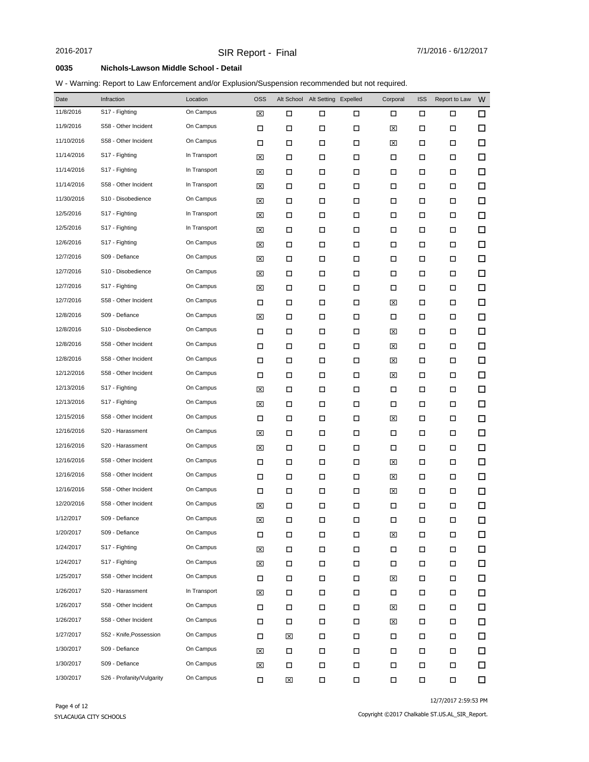# SIR Report - Final

2016-2017 | 7/1/2016 - 6/12/2017

**0035 Nichols-Lawson Middle School - Detail**

W - Warning: Report to Law Enforcement and/or Explusion/Suspension recommended but not required.

| Date | Infraction | Location | OSS | Alt School | Alt Setting | Expelled | Corporal | ISS | Report to Law | W |
|---|---|---|---|---|---|---|---|---|---|---|
| 11/8/2016 | S17 - Fighting | On Campus | ☒ | ☐ | ☐ | ☐ | ☐ | ☐ | ☐ | ☐ |
| 11/9/2016 | S58 - Other Incident | On Campus | ☐ | ☐ | ☐ | ☐ | ☒ | ☐ | ☐ | ☐ |
| 11/10/2016 | S58 - Other Incident | On Campus | ☐ | ☐ | ☐ | ☐ | ☒ | ☐ | ☐ | ☐ |
| 11/14/2016 | S17 - Fighting | In Transport | ☒ | ☐ | ☐ | ☐ | ☐ | ☐ | ☐ | ☐ |
| 11/14/2016 | S17 - Fighting | In Transport | ☒ | ☐ | ☐ | ☐ | ☐ | ☐ | ☐ | ☐ |
| 11/14/2016 | S58 - Other Incident | In Transport | ☒ | ☐ | ☐ | ☐ | ☐ | ☐ | ☐ | ☐ |
| 11/30/2016 | S10 - Disobedience | On Campus | ☒ | ☐ | ☐ | ☐ | ☐ | ☐ | ☐ | ☐ |
| 12/5/2016 | S17 - Fighting | In Transport | ☒ | ☐ | ☐ | ☐ | ☐ | ☐ | ☐ | ☐ |
| 12/5/2016 | S17 - Fighting | In Transport | ☒ | ☐ | ☐ | ☐ | ☐ | ☐ | ☐ | ☐ |
| 12/6/2016 | S17 - Fighting | On Campus | ☒ | ☐ | ☐ | ☐ | ☐ | ☐ | ☐ | ☐ |
| 12/7/2016 | S09 - Defiance | On Campus | ☒ | ☐ | ☐ | ☐ | ☐ | ☐ | ☐ | ☐ |
| 12/7/2016 | S10 - Disobedience | On Campus | ☒ | ☐ | ☐ | ☐ | ☐ | ☐ | ☐ | ☐ |
| 12/7/2016 | S17 - Fighting | On Campus | ☒ | ☐ | ☐ | ☐ | ☐ | ☐ | ☐ | ☐ |
| 12/7/2016 | S58 - Other Incident | On Campus | ☐ | ☐ | ☐ | ☐ | ☒ | ☐ | ☐ | ☐ |
| 12/8/2016 | S09 - Defiance | On Campus | ☒ | ☐ | ☐ | ☐ | ☐ | ☐ | ☐ | ☐ |
| 12/8/2016 | S10 - Disobedience | On Campus | ☐ | ☐ | ☐ | ☐ | ☒ | ☐ | ☐ | ☐ |
| 12/8/2016 | S58 - Other Incident | On Campus | ☐ | ☐ | ☐ | ☐ | ☒ | ☐ | ☐ | ☐ |
| 12/8/2016 | S58 - Other Incident | On Campus | ☐ | ☐ | ☐ | ☐ | ☒ | ☐ | ☐ | ☐ |
| 12/12/2016 | S58 - Other Incident | On Campus | ☐ | ☐ | ☐ | ☐ | ☒ | ☐ | ☐ | ☐ |
| 12/13/2016 | S17 - Fighting | On Campus | ☒ | ☐ | ☐ | ☐ | ☐ | ☐ | ☐ | ☐ |
| 12/13/2016 | S17 - Fighting | On Campus | ☒ | ☐ | ☐ | ☐ | ☐ | ☐ | ☐ | ☐ |
| 12/15/2016 | S58 - Other Incident | On Campus | ☐ | ☐ | ☐ | ☐ | ☒ | ☐ | ☐ | ☐ |
| 12/16/2016 | S20 - Harassment | On Campus | ☒ | ☐ | ☐ | ☐ | ☐ | ☐ | ☐ | ☐ |
| 12/16/2016 | S20 - Harassment | On Campus | ☒ | ☐ | ☐ | ☐ | ☐ | ☐ | ☐ | ☐ |
| 12/16/2016 | S58 - Other Incident | On Campus | ☐ | ☐ | ☐ | ☐ | ☒ | ☐ | ☐ | ☐ |
| 12/16/2016 | S58 - Other Incident | On Campus | ☐ | ☐ | ☐ | ☐ | ☒ | ☐ | ☐ | ☐ |
| 12/16/2016 | S58 - Other Incident | On Campus | ☐ | ☐ | ☐ | ☐ | ☒ | ☐ | ☐ | ☐ |
| 12/20/2016 | S58 - Other Incident | On Campus | ☒ | ☐ | ☐ | ☐ | ☐ | ☐ | ☐ | ☐ |
| 1/12/2017 | S09 - Defiance | On Campus | ☒ | ☐ | ☐ | ☐ | ☐ | ☐ | ☐ | ☐ |
| 1/20/2017 | S09 - Defiance | On Campus | ☐ | ☐ | ☐ | ☐ | ☒ | ☐ | ☐ | ☐ |
| 1/24/2017 | S17 - Fighting | On Campus | ☒ | ☐ | ☐ | ☐ | ☐ | ☐ | ☐ | ☐ |
| 1/24/2017 | S17 - Fighting | On Campus | ☒ | ☐ | ☐ | ☐ | ☐ | ☐ | ☐ | ☐ |
| 1/25/2017 | S58 - Other Incident | On Campus | ☐ | ☐ | ☐ | ☐ | ☒ | ☐ | ☐ | ☐ |
| 1/26/2017 | S20 - Harassment | In Transport | ☒ | ☐ | ☐ | ☐ | ☐ | ☐ | ☐ | ☐ |
| 1/26/2017 | S58 - Other Incident | On Campus | ☐ | ☐ | ☐ | ☐ | ☒ | ☐ | ☐ | ☐ |
| 1/26/2017 | S58 - Other Incident | On Campus | ☐ | ☐ | ☐ | ☐ | ☒ | ☐ | ☐ | ☐ |
| 1/27/2017 | S52 - Knife,Possession | On Campus | ☐ | ☒ | ☐ | ☐ | ☐ | ☐ | ☐ | ☐ |
| 1/30/2017 | S09 - Defiance | On Campus | ☒ | ☐ | ☐ | ☐ | ☐ | ☐ | ☐ | ☐ |
| 1/30/2017 | S09 - Defiance | On Campus | ☒ | ☐ | ☐ | ☐ | ☐ | ☐ | ☐ | ☐ |
| 1/30/2017 | S26 - Profanity/Vulgarity | On Campus | ☐ | ☒ | ☐ | ☐ | ☐ | ☐ | ☐ | ☐ |

SYLACAUGA CITY SCHOOLS

12/7/2017 2:59:53 PM

Copyright ©2017 Chalkable ST.US.AL_SIR_Report.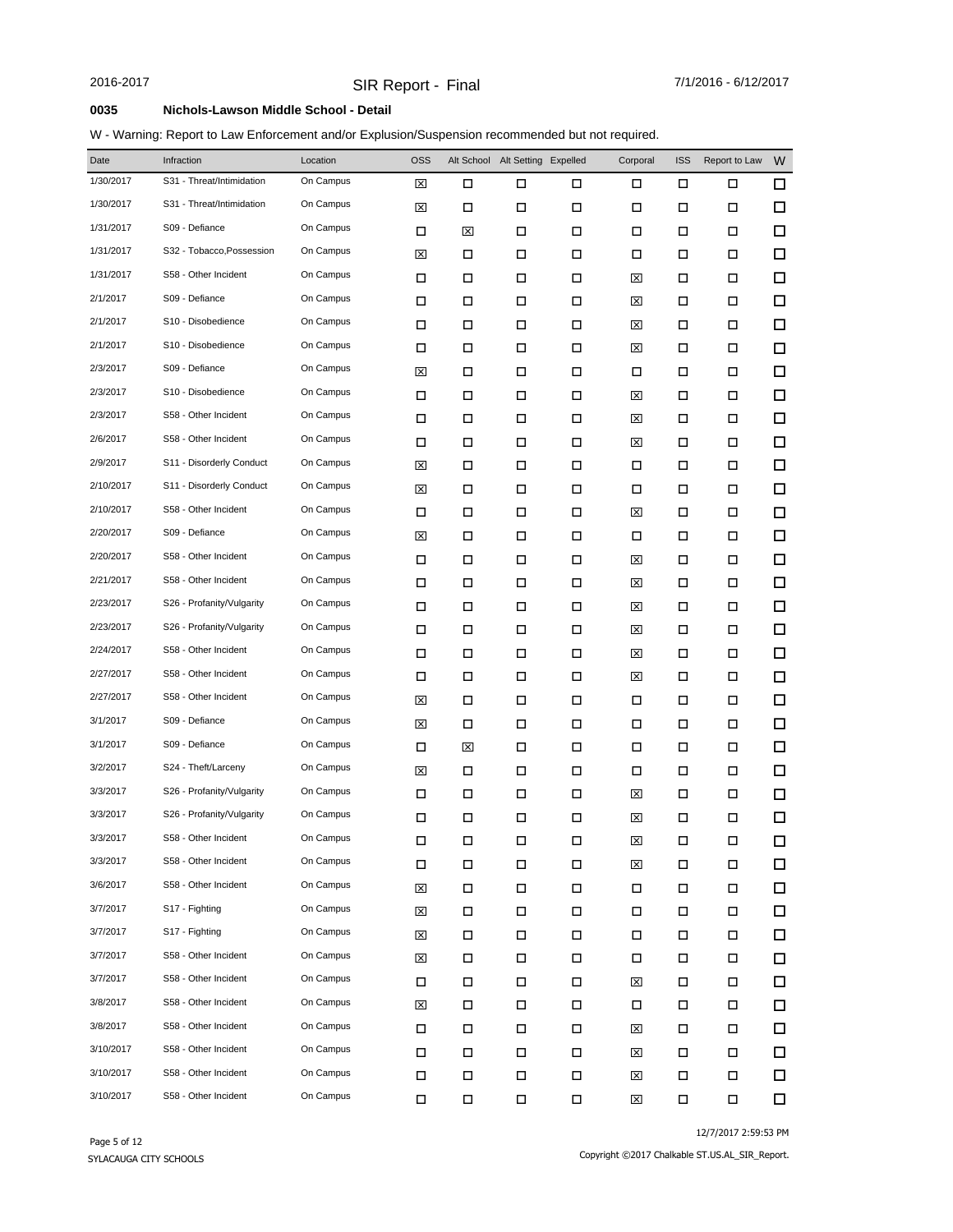**0035 Nichols-Lawson Middle School - Detail**

W - Warning: Report to Law Enforcement and/or Explusion/Suspension recommended but not required.

| Date | Infraction | Location | OSS | Alt School | Alt Setting | Expelled | Corporal | ISS | Report to Law | W |
|---|---|---|---|---|---|---|---|---|---|---|
| 1/30/2017 | S31 - Threat/Intimidation | On Campus | ☒ | ☐ | ☐ | ☐ | ☐ | ☐ | ☐ | ☐ |
| 1/30/2017 | S31 - Threat/Intimidation | On Campus | ☒ | ☐ | ☐ | ☐ | ☐ | ☐ | ☐ | ☐ |
| 1/31/2017 | S09 - Defiance | On Campus | ☐ | ☒ | ☐ | ☐ | ☐ | ☐ | ☐ | ☐ |
| 1/31/2017 | S32 - Tobacco,Possession | On Campus | ☒ | ☐ | ☐ | ☐ | ☐ | ☐ | ☐ | ☐ |
| 1/31/2017 | S58 - Other Incident | On Campus | ☐ | ☐ | ☐ | ☐ | ☒ | ☐ | ☐ | ☐ |
| 2/1/2017 | S09 - Defiance | On Campus | ☐ | ☐ | ☐ | ☐ | ☒ | ☐ | ☐ | ☐ |
| 2/1/2017 | S10 - Disobedience | On Campus | ☐ | ☐ | ☐ | ☐ | ☒ | ☐ | ☐ | ☐ |
| 2/1/2017 | S10 - Disobedience | On Campus | ☐ | ☐ | ☐ | ☐ | ☒ | ☐ | ☐ | ☐ |
| 2/3/2017 | S09 - Defiance | On Campus | ☒ | ☐ | ☐ | ☐ | ☐ | ☐ | ☐ | ☐ |
| 2/3/2017 | S10 - Disobedience | On Campus | ☐ | ☐ | ☐ | ☐ | ☒ | ☐ | ☐ | ☐ |
| 2/3/2017 | S58 - Other Incident | On Campus | ☐ | ☐ | ☐ | ☐ | ☒ | ☐ | ☐ | ☐ |
| 2/6/2017 | S58 - Other Incident | On Campus | ☐ | ☐ | ☐ | ☐ | ☒ | ☐ | ☐ | ☐ |
| 2/9/2017 | S11 - Disorderly Conduct | On Campus | ☒ | ☐ | ☐ | ☐ | ☐ | ☐ | ☐ | ☐ |
| 2/10/2017 | S11 - Disorderly Conduct | On Campus | ☒ | ☐ | ☐ | ☐ | ☐ | ☐ | ☐ | ☐ |
| 2/10/2017 | S58 - Other Incident | On Campus | ☐ | ☐ | ☐ | ☐ | ☒ | ☐ | ☐ | ☐ |
| 2/20/2017 | S09 - Defiance | On Campus | ☒ | ☐ | ☐ | ☐ | ☐ | ☐ | ☐ | ☐ |
| 2/20/2017 | S58 - Other Incident | On Campus | ☐ | ☐ | ☐ | ☐ | ☒ | ☐ | ☐ | ☐ |
| 2/21/2017 | S58 - Other Incident | On Campus | ☐ | ☐ | ☐ | ☐ | ☒ | ☐ | ☐ | ☐ |
| 2/23/2017 | S26 - Profanity/Vulgarity | On Campus | ☐ | ☐ | ☐ | ☐ | ☒ | ☐ | ☐ | ☐ |
| 2/23/2017 | S26 - Profanity/Vulgarity | On Campus | ☐ | ☐ | ☐ | ☐ | ☒ | ☐ | ☐ | ☐ |
| 2/24/2017 | S58 - Other Incident | On Campus | ☐ | ☐ | ☐ | ☐ | ☒ | ☐ | ☐ | ☐ |
| 2/27/2017 | S58 - Other Incident | On Campus | ☐ | ☐ | ☐ | ☐ | ☒ | ☐ | ☐ | ☐ |
| 2/27/2017 | S58 - Other Incident | On Campus | ☒ | ☐ | ☐ | ☐ | ☐ | ☐ | ☐ | ☐ |
| 3/1/2017 | S09 - Defiance | On Campus | ☒ | ☐ | ☐ | ☐ | ☐ | ☐ | ☐ | ☐ |
| 3/1/2017 | S09 - Defiance | On Campus | ☐ | ☒ | ☐ | ☐ | ☐ | ☐ | ☐ | ☐ |
| 3/2/2017 | S24 - Theft/Larceny | On Campus | ☒ | ☐ | ☐ | ☐ | ☐ | ☐ | ☐ | ☐ |
| 3/3/2017 | S26 - Profanity/Vulgarity | On Campus | ☐ | ☐ | ☐ | ☐ | ☒ | ☐ | ☐ | ☐ |
| 3/3/2017 | S26 - Profanity/Vulgarity | On Campus | ☐ | ☐ | ☐ | ☐ | ☒ | ☐ | ☐ | ☐ |
| 3/3/2017 | S58 - Other Incident | On Campus | ☐ | ☐ | ☐ | ☐ | ☒ | ☐ | ☐ | ☐ |
| 3/3/2017 | S58 - Other Incident | On Campus | ☐ | ☐ | ☐ | ☐ | ☒ | ☐ | ☐ | ☐ |
| 3/6/2017 | S58 - Other Incident | On Campus | ☒ | ☐ | ☐ | ☐ | ☐ | ☐ | ☐ | ☐ |
| 3/7/2017 | S17 - Fighting | On Campus | ☒ | ☐ | ☐ | ☐ | ☐ | ☐ | ☐ | ☐ |
| 3/7/2017 | S17 - Fighting | On Campus | ☒ | ☐ | ☐ | ☐ | ☐ | ☐ | ☐ | ☐ |
| 3/7/2017 | S58 - Other Incident | On Campus | ☒ | ☐ | ☐ | ☐ | ☐ | ☐ | ☐ | ☐ |
| 3/7/2017 | S58 - Other Incident | On Campus | ☐ | ☐ | ☐ | ☐ | ☒ | ☐ | ☐ | ☐ |
| 3/8/2017 | S58 - Other Incident | On Campus | ☒ | ☐ | ☐ | ☐ | ☐ | ☐ | ☐ | ☐ |
| 3/8/2017 | S58 - Other Incident | On Campus | ☐ | ☐ | ☐ | ☐ | ☒ | ☐ | ☐ | ☐ |
| 3/10/2017 | S58 - Other Incident | On Campus | ☐ | ☐ | ☐ | ☐ | ☒ | ☐ | ☐ | ☐ |
| 3/10/2017 | S58 - Other Incident | On Campus | ☐ | ☐ | ☐ | ☐ | ☒ | ☐ | ☐ | ☐ |
| 3/10/2017 | S58 - Other Incident | On Campus | ☐ | ☐ | ☐ | ☐ | ☒ | ☐ | ☐ | ☐ |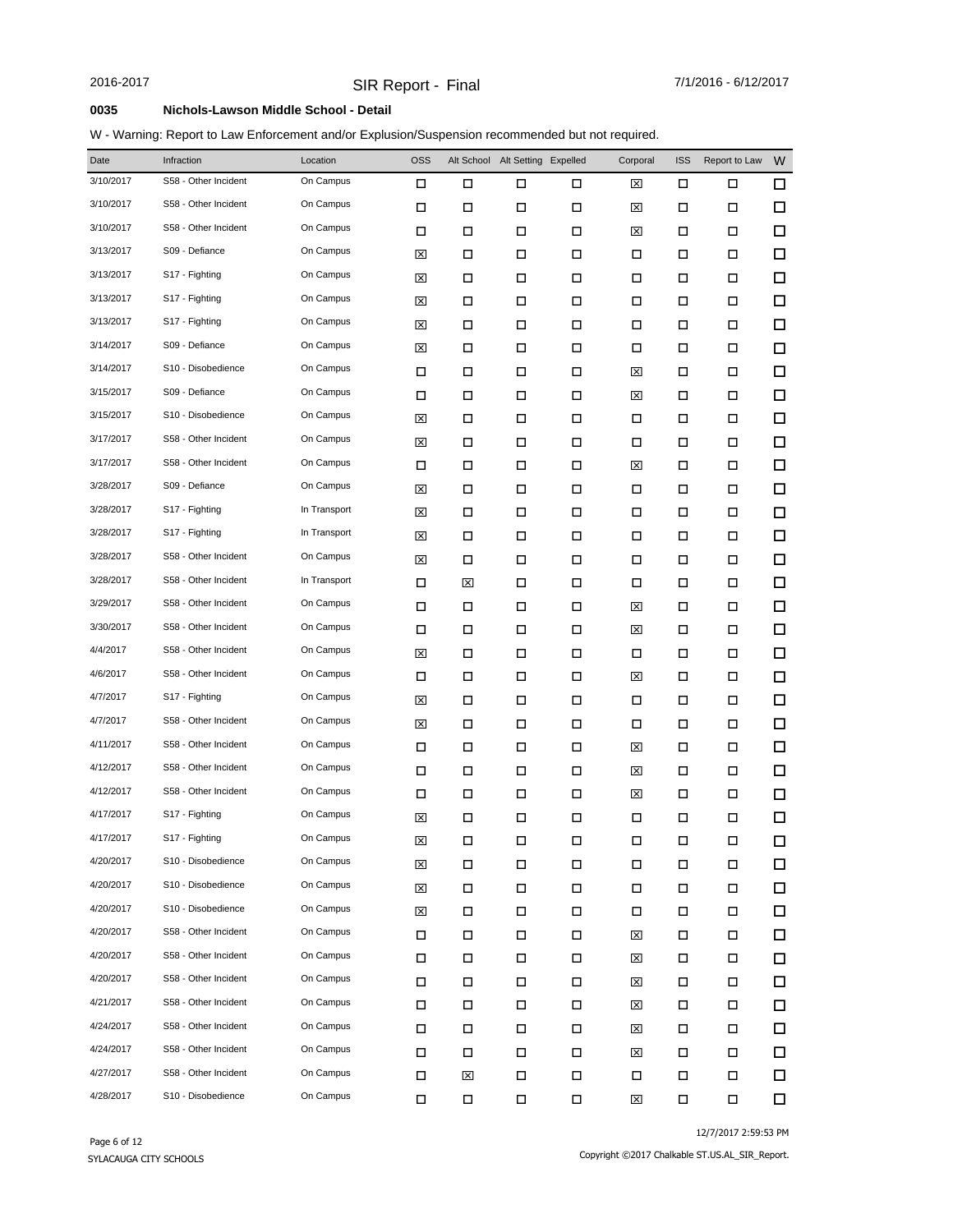**0035 Nichols-Lawson Middle School - Detail**

W - Warning: Report to Law Enforcement and/or Explusion/Suspension recommended but not required.

| Date | Infraction | Location | OSS | Alt School | Alt Setting | Expelled | Corporal | ISS | Report to Law | W |
|---|---|---|---|---|---|---|---|---|---|---|
| 3/10/2017 | S58 - Other Incident | On Campus | ☐ | ☐ | ☐ | ☐ | ☒ | ☐ | ☐ | ☐ |
| 3/10/2017 | S58 - Other Incident | On Campus | ☐ | ☐ | ☐ | ☐ | ☒ | ☐ | ☐ | ☐ |
| 3/10/2017 | S58 - Other Incident | On Campus | ☐ | ☐ | ☐ | ☐ | ☒ | ☐ | ☐ | ☐ |
| 3/13/2017 | S09 - Defiance | On Campus | ☒ | ☐ | ☐ | ☐ | ☐ | ☐ | ☐ | ☐ |
| 3/13/2017 | S17 - Fighting | On Campus | ☒ | ☐ | ☐ | ☐ | ☐ | ☐ | ☐ | ☐ |
| 3/13/2017 | S17 - Fighting | On Campus | ☒ | ☐ | ☐ | ☐ | ☐ | ☐ | ☐ | ☐ |
| 3/13/2017 | S17 - Fighting | On Campus | ☒ | ☐ | ☐ | ☐ | ☐ | ☐ | ☐ | ☐ |
| 3/14/2017 | S09 - Defiance | On Campus | ☒ | ☐ | ☐ | ☐ | ☐ | ☐ | ☐ | ☐ |
| 3/14/2017 | S10 - Disobedience | On Campus | ☐ | ☐ | ☐ | ☐ | ☒ | ☐ | ☐ | ☐ |
| 3/15/2017 | S09 - Defiance | On Campus | ☐ | ☐ | ☐ | ☐ | ☒ | ☐ | ☐ | ☐ |
| 3/15/2017 | S10 - Disobedience | On Campus | ☒ | ☐ | ☐ | ☐ | ☐ | ☐ | ☐ | ☐ |
| 3/17/2017 | S58 - Other Incident | On Campus | ☒ | ☐ | ☐ | ☐ | ☐ | ☐ | ☐ | ☐ |
| 3/17/2017 | S58 - Other Incident | On Campus | ☐ | ☐ | ☐ | ☐ | ☒ | ☐ | ☐ | ☐ |
| 3/28/2017 | S09 - Defiance | On Campus | ☒ | ☐ | ☐ | ☐ | ☐ | ☐ | ☐ | ☐ |
| 3/28/2017 | S17 - Fighting | In Transport | ☒ | ☐ | ☐ | ☐ | ☐ | ☐ | ☐ | ☐ |
| 3/28/2017 | S17 - Fighting | In Transport | ☒ | ☐ | ☐ | ☐ | ☐ | ☐ | ☐ | ☐ |
| 3/28/2017 | S58 - Other Incident | On Campus | ☒ | ☐ | ☐ | ☐ | ☐ | ☐ | ☐ | ☐ |
| 3/28/2017 | S58 - Other Incident | In Transport | ☐ | ☒ | ☐ | ☐ | ☐ | ☐ | ☐ | ☐ |
| 3/29/2017 | S58 - Other Incident | On Campus | ☐ | ☐ | ☐ | ☐ | ☒ | ☐ | ☐ | ☐ |
| 3/30/2017 | S58 - Other Incident | On Campus | ☐ | ☐ | ☐ | ☐ | ☒ | ☐ | ☐ | ☐ |
| 4/4/2017 | S58 - Other Incident | On Campus | ☒ | ☐ | ☐ | ☐ | ☐ | ☐ | ☐ | ☐ |
| 4/6/2017 | S58 - Other Incident | On Campus | ☐ | ☐ | ☐ | ☐ | ☒ | ☐ | ☐ | ☐ |
| 4/7/2017 | S17 - Fighting | On Campus | ☒ | ☐ | ☐ | ☐ | ☐ | ☐ | ☐ | ☐ |
| 4/7/2017 | S58 - Other Incident | On Campus | ☒ | ☐ | ☐ | ☐ | ☐ | ☐ | ☐ | ☐ |
| 4/11/2017 | S58 - Other Incident | On Campus | ☐ | ☐ | ☐ | ☐ | ☒ | ☐ | ☐ | ☐ |
| 4/12/2017 | S58 - Other Incident | On Campus | ☐ | ☐ | ☐ | ☐ | ☒ | ☐ | ☐ | ☐ |
| 4/12/2017 | S58 - Other Incident | On Campus | ☐ | ☐ | ☐ | ☐ | ☒ | ☐ | ☐ | ☐ |
| 4/17/2017 | S17 - Fighting | On Campus | ☒ | ☐ | ☐ | ☐ | ☐ | ☐ | ☐ | ☐ |
| 4/17/2017 | S17 - Fighting | On Campus | ☒ | ☐ | ☐ | ☐ | ☐ | ☐ | ☐ | ☐ |
| 4/20/2017 | S10 - Disobedience | On Campus | ☒ | ☐ | ☐ | ☐ | ☐ | ☐ | ☐ | ☐ |
| 4/20/2017 | S10 - Disobedience | On Campus | ☒ | ☐ | ☐ | ☐ | ☐ | ☐ | ☐ | ☐ |
| 4/20/2017 | S10 - Disobedience | On Campus | ☒ | ☐ | ☐ | ☐ | ☐ | ☐ | ☐ | ☐ |
| 4/20/2017 | S58 - Other Incident | On Campus | ☐ | ☐ | ☐ | ☐ | ☒ | ☐ | ☐ | ☐ |
| 4/20/2017 | S58 - Other Incident | On Campus | ☐ | ☐ | ☐ | ☐ | ☒ | ☐ | ☐ | ☐ |
| 4/20/2017 | S58 - Other Incident | On Campus | ☐ | ☐ | ☐ | ☐ | ☒ | ☐ | ☐ | ☐ |
| 4/21/2017 | S58 - Other Incident | On Campus | ☐ | ☐ | ☐ | ☐ | ☒ | ☐ | ☐ | ☐ |
| 4/24/2017 | S58 - Other Incident | On Campus | ☐ | ☐ | ☐ | ☐ | ☒ | ☐ | ☐ | ☐ |
| 4/24/2017 | S58 - Other Incident | On Campus | ☐ | ☐ | ☐ | ☐ | ☒ | ☐ | ☐ | ☐ |
| 4/27/2017 | S58 - Other Incident | On Campus | ☐ | ☒ | ☐ | ☐ | ☐ | ☐ | ☐ | ☐ |
| 4/28/2017 | S10 - Disobedience | On Campus | ☐ | ☐ | ☐ | ☐ | ☒ | ☐ | ☐ | ☐ |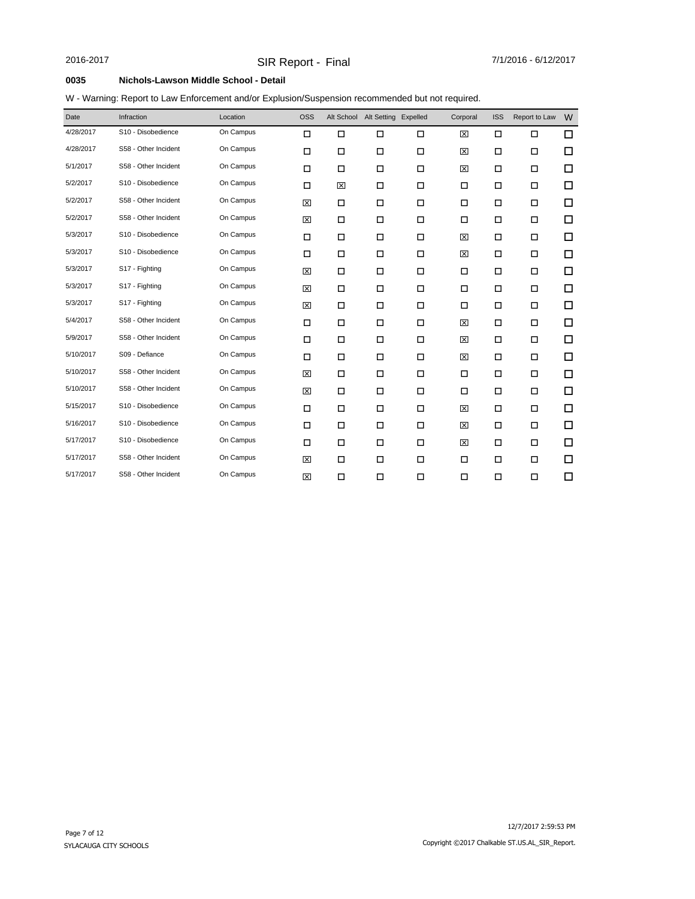2016-2017 | SIR Report - Final | 7/1/2016 - 6/12/2017

**0035 Nichols-Lawson Middle School - Detail**

W - Warning: Report to Law Enforcement and/or Explusion/Suspension recommended but not required.

| Date | Infraction | Location | OSS | Alt School | Alt Setting | Expelled | Corporal | ISS | Report to Law | W |
|---|---|---|---|---|---|---|---|---|---|---|
| 4/28/2017 | S10 - Disobedience | On Campus | ☐ | ☐ | ☐ | ☐ | ☒ | ☐ | ☐ | ☐ |
| 4/28/2017 | S58 - Other Incident | On Campus | ☐ | ☐ | ☐ | ☐ | ☒ | ☐ | ☐ | ☐ |
| 5/1/2017 | S58 - Other Incident | On Campus | ☐ | ☐ | ☐ | ☐ | ☒ | ☐ | ☐ | ☐ |
| 5/2/2017 | S10 - Disobedience | On Campus | ☐ | ☒ | ☐ | ☐ | ☐ | ☐ | ☐ | ☐ |
| 5/2/2017 | S58 - Other Incident | On Campus | ☒ | ☐ | ☐ | ☐ | ☐ | ☐ | ☐ | ☐ |
| 5/2/2017 | S58 - Other Incident | On Campus | ☒ | ☐ | ☐ | ☐ | ☐ | ☐ | ☐ | ☐ |
| 5/3/2017 | S10 - Disobedience | On Campus | ☐ | ☐ | ☐ | ☐ | ☒ | ☐ | ☐ | ☐ |
| 5/3/2017 | S10 - Disobedience | On Campus | ☐ | ☐ | ☐ | ☐ | ☒ | ☐ | ☐ | ☐ |
| 5/3/2017 | S17 - Fighting | On Campus | ☒ | ☐ | ☐ | ☐ | ☐ | ☐ | ☐ | ☐ |
| 5/3/2017 | S17 - Fighting | On Campus | ☒ | ☐ | ☐ | ☐ | ☐ | ☐ | ☐ | ☐ |
| 5/3/2017 | S17 - Fighting | On Campus | ☒ | ☐ | ☐ | ☐ | ☐ | ☐ | ☐ | ☐ |
| 5/4/2017 | S58 - Other Incident | On Campus | ☐ | ☐ | ☐ | ☐ | ☒ | ☐ | ☐ | ☐ |
| 5/9/2017 | S58 - Other Incident | On Campus | ☐ | ☐ | ☐ | ☐ | ☒ | ☐ | ☐ | ☐ |
| 5/10/2017 | S09 - Defiance | On Campus | ☐ | ☐ | ☐ | ☐ | ☒ | ☐ | ☐ | ☐ |
| 5/10/2017 | S58 - Other Incident | On Campus | ☒ | ☐ | ☐ | ☐ | ☐ | ☐ | ☐ | ☐ |
| 5/10/2017 | S58 - Other Incident | On Campus | ☒ | ☐ | ☐ | ☐ | ☐ | ☐ | ☐ | ☐ |
| 5/15/2017 | S10 - Disobedience | On Campus | ☐ | ☐ | ☐ | ☐ | ☒ | ☐ | ☐ | ☐ |
| 5/16/2017 | S10 - Disobedience | On Campus | ☐ | ☐ | ☐ | ☐ | ☒ | ☐ | ☐ | ☐ |
| 5/17/2017 | S10 - Disobedience | On Campus | ☐ | ☐ | ☐ | ☐ | ☒ | ☐ | ☐ | ☐ |
| 5/17/2017 | S58 - Other Incident | On Campus | ☒ | ☐ | ☐ | ☐ | ☐ | ☐ | ☐ | ☐ |
| 5/17/2017 | S58 - Other Incident | On Campus | ☒ | ☐ | ☐ | ☐ | ☐ | ☐ | ☐ | ☐ |

SYLACAUGA CITY SCHOOLS

12/7/2017 2:59:53 PM

Copyright ©2017 Chalkable ST.US.AL_SIR_Report.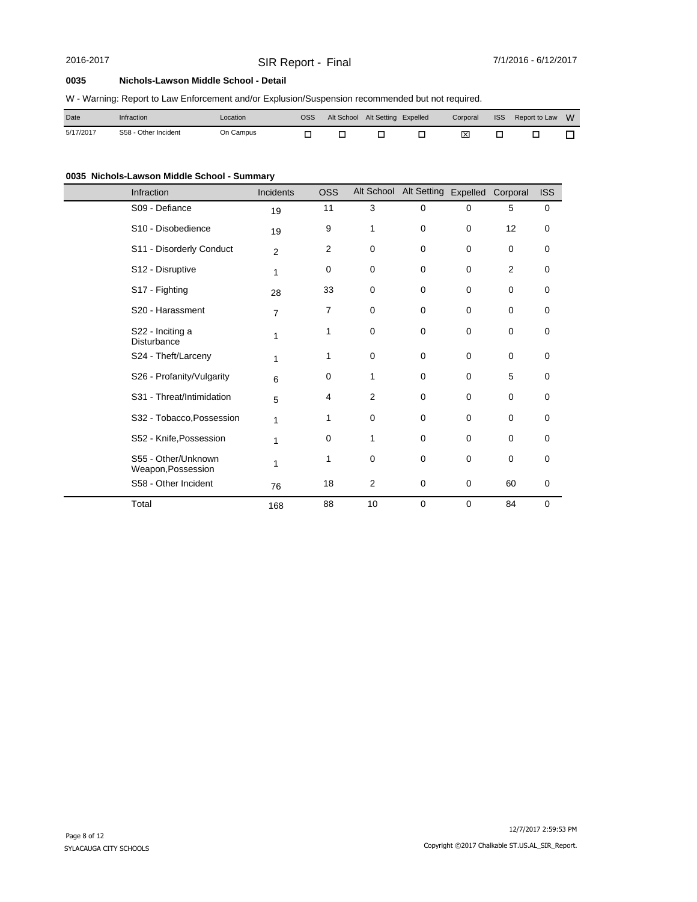**0035 Nichols-Lawson Middle School - Detail**

W - Warning: Report to Law Enforcement and/or Explusion/Suspension recommended but not required.

| Date | Infraction | Location | OSS | Alt School | Alt Setting | Expelled | Corporal | ISS | Report to Law | W |
|---|---|---|---|---|---|---|---|---|---|---|
| 5/17/2017 | S58 - Other Incident | On Campus | ☐ | ☐ | ☐ | ☐ | ☒ | ☐ | ☐ | ☐ |

**0035 Nichols-Lawson Middle School - Summary**

| Infraction | Incidents | OSS | Alt School | Alt Setting | Expelled | Corporal | ISS |
|---|---|---|---|---|---|---|---|
| S09 - Defiance | 19 | 11 | 3 | 0 | 0 | 5 | 0 |
| S10 - Disobedience | 19 | 9 | 1 | 0 | 0 | 12 | 0 |
| S11 - Disorderly Conduct | 2 | 2 | 0 | 0 | 0 | 0 | 0 |
| S12 - Disruptive | 1 | 0 | 0 | 0 | 0 | 2 | 0 |
| S17 - Fighting | 28 | 33 | 0 | 0 | 0 | 0 | 0 |
| S20 - Harassment | 7 | 7 | 0 | 0 | 0 | 0 | 0 |
| S22 - Inciting a Disturbance | 1 | 1 | 0 | 0 | 0 | 0 | 0 |
| S24 - Theft/Larceny | 1 | 1 | 0 | 0 | 0 | 0 | 0 |
| S26 - Profanity/Vulgarity | 6 | 0 | 1 | 0 | 0 | 5 | 0 |
| S31 - Threat/Intimidation | 5 | 4 | 2 | 0 | 0 | 0 | 0 |
| S32 - Tobacco,Possession | 1 | 1 | 0 | 0 | 0 | 0 | 0 |
| S52 - Knife,Possession | 1 | 0 | 1 | 0 | 0 | 0 | 0 |
| S55 - Other/Unknown Weapon,Possession | 1 | 1 | 0 | 0 | 0 | 0 | 0 |
| S58 - Other Incident | 76 | 18 | 2 | 0 | 0 | 60 | 0 |
| Total | 168 | 88 | 10 | 0 | 0 | 84 | 0 |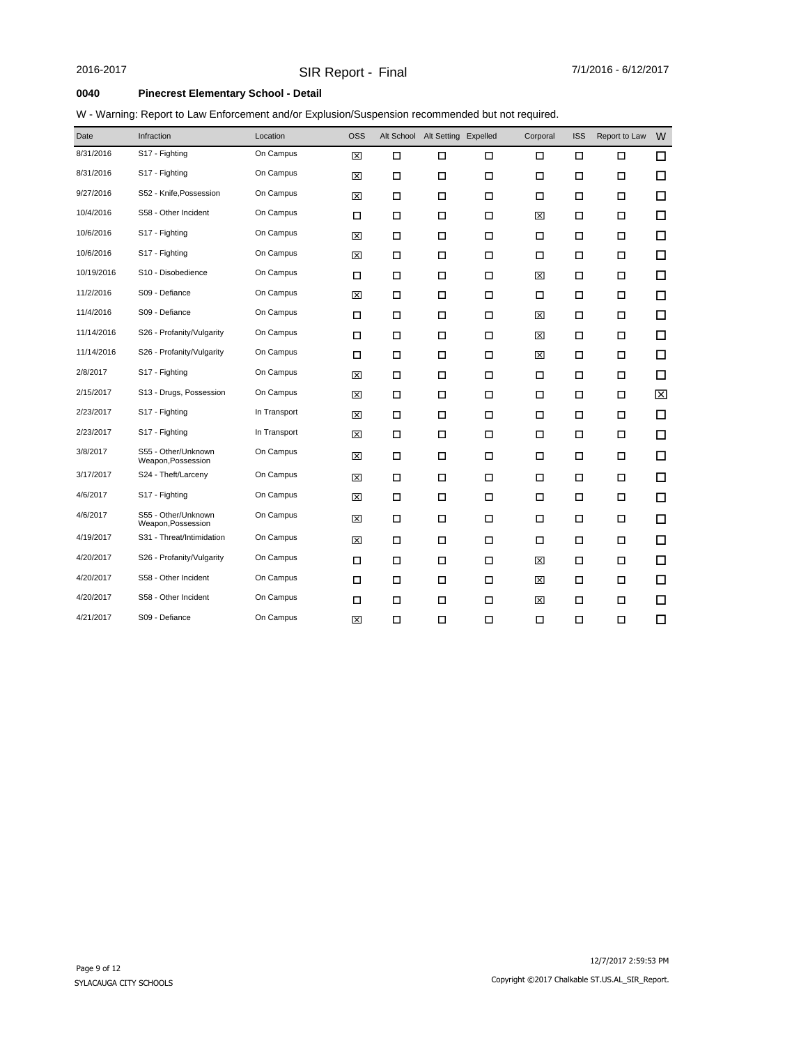2016-2017 SIR Report - Final 7/1/2016 - 6/12/2017

**0040 Pinecrest Elementary School - Detail**

W - Warning: Report to Law Enforcement and/or Explusion/Suspension recommended but not required.

| Date | Infraction | Location | OSS | Alt School | Alt Setting | Expelled | Corporal | ISS | Report to Law | W |
|---|---|---|---|---|---|---|---|---|---|---|
| 8/31/2016 | S17 - Fighting | On Campus | ☒ | ☐ | ☐ | ☐ | ☐ | ☐ | ☐ | ☐ |
| 8/31/2016 | S17 - Fighting | On Campus | ☒ | ☐ | ☐ | ☐ | ☐ | ☐ | ☐ | ☐ |
| 9/27/2016 | S52 - Knife,Possession | On Campus | ☒ | ☐ | ☐ | ☐ | ☐ | ☐ | ☐ | ☐ |
| 10/4/2016 | S58 - Other Incident | On Campus | ☐ | ☐ | ☐ | ☐ | ☒ | ☐ | ☐ | ☐ |
| 10/6/2016 | S17 - Fighting | On Campus | ☒ | ☐ | ☐ | ☐ | ☐ | ☐ | ☐ | ☐ |
| 10/6/2016 | S17 - Fighting | On Campus | ☒ | ☐ | ☐ | ☐ | ☐ | ☐ | ☐ | ☐ |
| 10/19/2016 | S10 - Disobedience | On Campus | ☐ | ☐ | ☐ | ☐ | ☒ | ☐ | ☐ | ☐ |
| 11/2/2016 | S09 - Defiance | On Campus | ☒ | ☐ | ☐ | ☐ | ☐ | ☐ | ☐ | ☐ |
| 11/4/2016 | S09 - Defiance | On Campus | ☐ | ☐ | ☐ | ☐ | ☒ | ☐ | ☐ | ☐ |
| 11/14/2016 | S26 - Profanity/Vulgarity | On Campus | ☐ | ☐ | ☐ | ☐ | ☒ | ☐ | ☐ | ☐ |
| 11/14/2016 | S26 - Profanity/Vulgarity | On Campus | ☐ | ☐ | ☐ | ☐ | ☒ | ☐ | ☐ | ☐ |
| 2/8/2017 | S17 - Fighting | On Campus | ☒ | ☐ | ☐ | ☐ | ☐ | ☐ | ☐ | ☐ |
| 2/15/2017 | S13 - Drugs, Possession | On Campus | ☒ | ☐ | ☐ | ☐ | ☐ | ☐ | ☐ | ☒ |
| 2/23/2017 | S17 - Fighting | In Transport | ☒ | ☐ | ☐ | ☐ | ☐ | ☐ | ☐ | ☐ |
| 2/23/2017 | S17 - Fighting | In Transport | ☒ | ☐ | ☐ | ☐ | ☐ | ☐ | ☐ | ☐ |
| 3/8/2017 | S55 - Other/Unknown Weapon,Possession | On Campus | ☒ | ☐ | ☐ | ☐ | ☐ | ☐ | ☐ | ☐ |
| 3/17/2017 | S24 - Theft/Larceny | On Campus | ☒ | ☐ | ☐ | ☐ | ☐ | ☐ | ☐ | ☐ |
| 4/6/2017 | S17 - Fighting | On Campus | ☒ | ☐ | ☐ | ☐ | ☐ | ☐ | ☐ | ☐ |
| 4/6/2017 | S55 - Other/Unknown Weapon,Possession | On Campus | ☒ | ☐ | ☐ | ☐ | ☐ | ☐ | ☐ | ☐ |
| 4/19/2017 | S31 - Threat/Intimidation | On Campus | ☒ | ☐ | ☐ | ☐ | ☐ | ☐ | ☐ | ☐ |
| 4/20/2017 | S26 - Profanity/Vulgarity | On Campus | ☐ | ☐ | ☐ | ☐ | ☒ | ☐ | ☐ | ☐ |
| 4/20/2017 | S58 - Other Incident | On Campus | ☐ | ☐ | ☐ | ☐ | ☒ | ☐ | ☐ | ☐ |
| 4/20/2017 | S58 - Other Incident | On Campus | ☐ | ☐ | ☐ | ☐ | ☒ | ☐ | ☐ | ☐ |
| 4/21/2017 | S09 - Defiance | On Campus | ☒ | ☐ | ☐ | ☐ | ☐ | ☐ | ☐ | ☐ |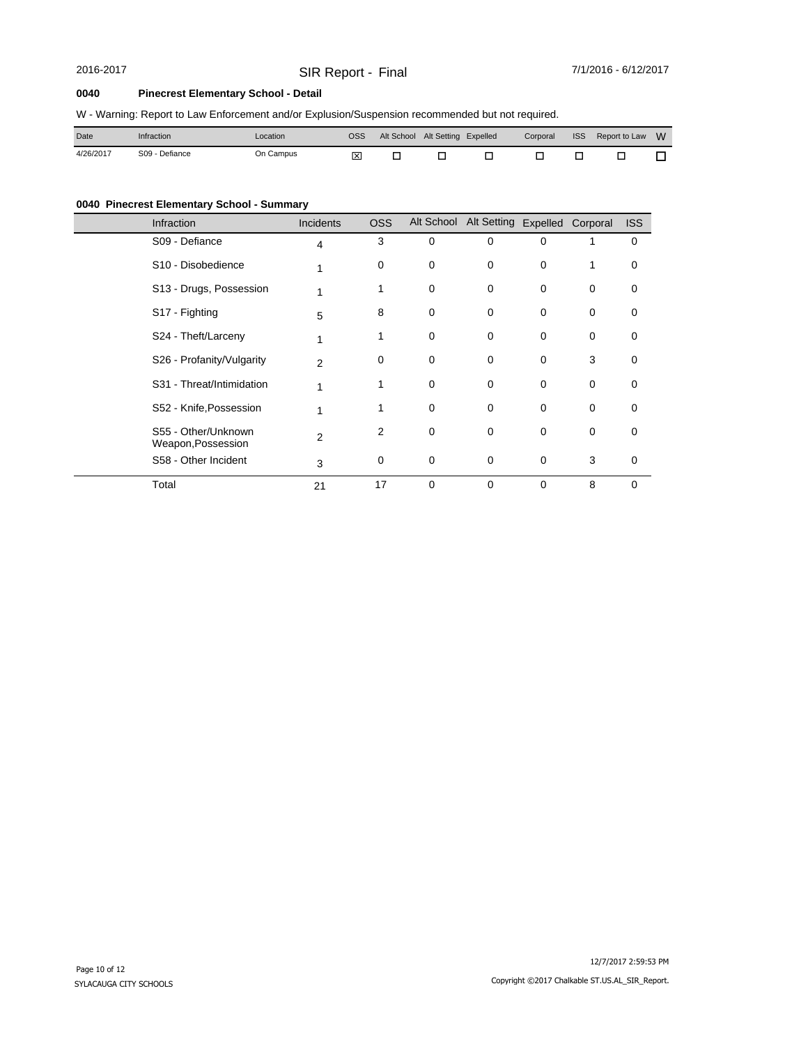**0040 Pinecrest Elementary School - Detail**

W - Warning: Report to Law Enforcement and/or Explusion/Suspension recommended but not required.

| Date | Infraction | Location | OSS | Alt School | Alt Setting | Expelled | Corporal | ISS | Report to Law | W |
|---|---|---|---|---|---|---|---|---|---|---|
| 4/26/2017 | S09 - Defiance | On Campus | ☒ | ☐ | ☐ | ☐ | ☐ | ☐ | ☐ | ☐ |

**0040 Pinecrest Elementary School - Summary**

| Infraction | Incidents | OSS | Alt School | Alt Setting | Expelled | Corporal | ISS |
|---|---|---|---|---|---|---|---|
| S09 - Defiance | 4 | 3 | 0 | 0 | 0 | 1 | 0 |
| S10 - Disobedience | 1 | 0 | 0 | 0 | 0 | 1 | 0 |
| S13 - Drugs, Possession | 1 | 1 | 0 | 0 | 0 | 0 | 0 |
| S17 - Fighting | 5 | 8 | 0 | 0 | 0 | 0 | 0 |
| S24 - Theft/Larceny | 1 | 1 | 0 | 0 | 0 | 0 | 0 |
| S26 - Profanity/Vulgarity | 2 | 0 | 0 | 0 | 0 | 3 | 0 |
| S31 - Threat/Intimidation | 1 | 1 | 0 | 0 | 0 | 0 | 0 |
| S52 - Knife,Possession | 1 | 1 | 0 | 0 | 0 | 0 | 0 |
| S55 - Other/Unknown Weapon,Possession | 2 | 2 | 0 | 0 | 0 | 0 | 0 |
| S58 - Other Incident | 3 | 0 | 0 | 0 | 0 | 3 | 0 |
| Total | 21 | 17 | 0 | 0 | 0 | 8 | 0 |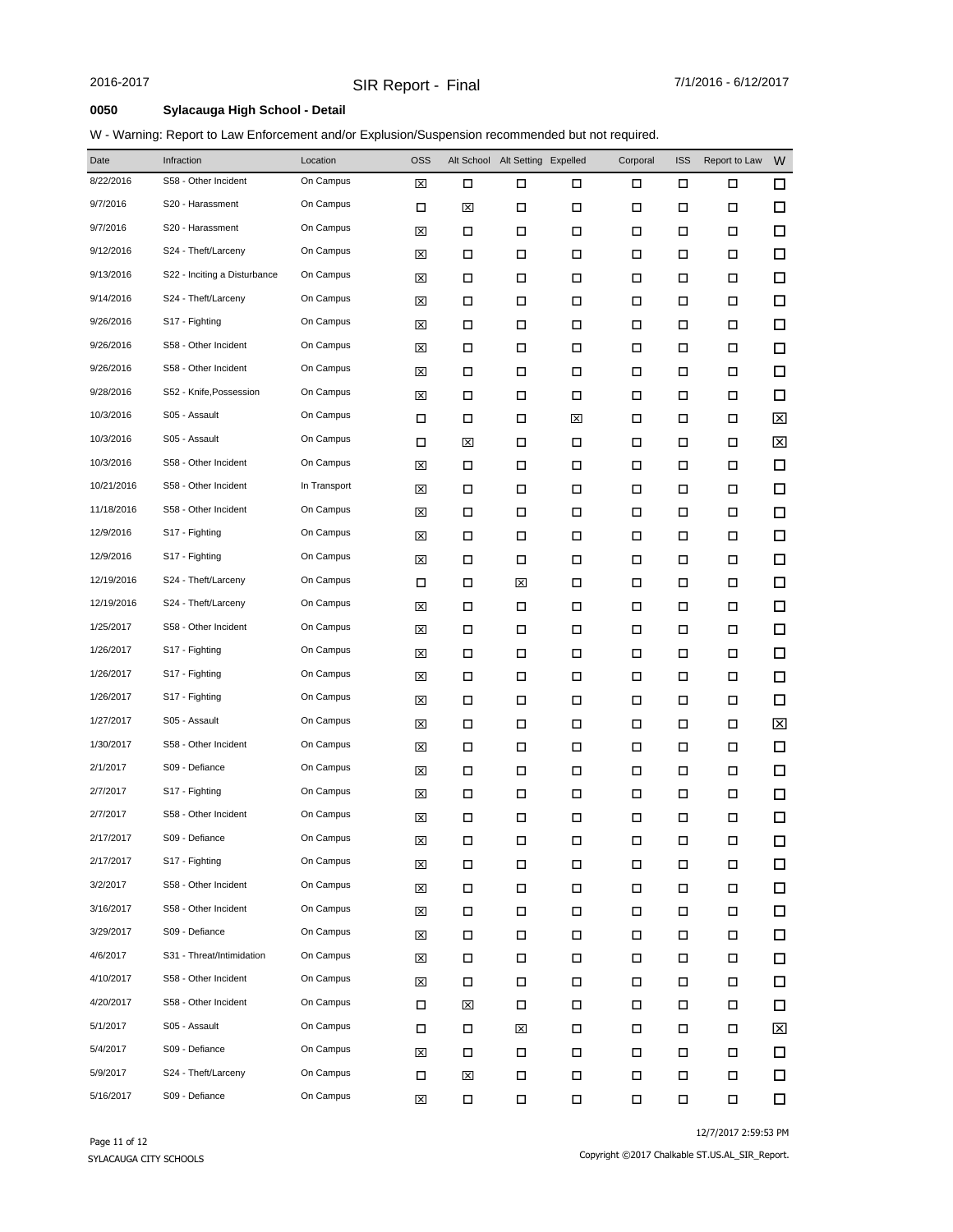**0050 Sylacauga High School - Detail**

W - Warning: Report to Law Enforcement and/or Explusion/Suspension recommended but not required.

| Date | Infraction | Location | OSS | Alt School | Alt Setting | Expelled | Corporal | ISS | Report to Law | W |
|---|---|---|---|---|---|---|---|---|---|---|
| 8/22/2016 | S58 - Other Incident | On Campus | ☒ | ☐ | ☐ | ☐ | ☐ | ☐ | ☐ | ☐ |
| 9/7/2016 | S20 - Harassment | On Campus | ☐ | ☒ | ☐ | ☐ | ☐ | ☐ | ☐ | ☐ |
| 9/7/2016 | S20 - Harassment | On Campus | ☒ | ☐ | ☐ | ☐ | ☐ | ☐ | ☐ | ☐ |
| 9/12/2016 | S24 - Theft/Larceny | On Campus | ☒ | ☐ | ☐ | ☐ | ☐ | ☐ | ☐ | ☐ |
| 9/13/2016 | S22 - Inciting a Disturbance | On Campus | ☒ | ☐ | ☐ | ☐ | ☐ | ☐ | ☐ | ☐ |
| 9/14/2016 | S24 - Theft/Larceny | On Campus | ☒ | ☐ | ☐ | ☐ | ☐ | ☐ | ☐ | ☐ |
| 9/26/2016 | S17 - Fighting | On Campus | ☒ | ☐ | ☐ | ☐ | ☐ | ☐ | ☐ | ☐ |
| 9/26/2016 | S58 - Other Incident | On Campus | ☒ | ☐ | ☐ | ☐ | ☐ | ☐ | ☐ | ☐ |
| 9/26/2016 | S58 - Other Incident | On Campus | ☒ | ☐ | ☐ | ☐ | ☐ | ☐ | ☐ | ☐ |
| 9/28/2016 | S52 - Knife,Possession | On Campus | ☒ | ☐ | ☐ | ☐ | ☐ | ☐ | ☐ | ☐ |
| 10/3/2016 | S05 - Assault | On Campus | ☐ | ☐ | ☐ | ☒ | ☐ | ☐ | ☐ | ☒ |
| 10/3/2016 | S05 - Assault | On Campus | ☐ | ☒ | ☐ | ☐ | ☐ | ☐ | ☐ | ☒ |
| 10/3/2016 | S58 - Other Incident | On Campus | ☒ | ☐ | ☐ | ☐ | ☐ | ☐ | ☐ | ☐ |
| 10/21/2016 | S58 - Other Incident | In Transport | ☒ | ☐ | ☐ | ☐ | ☐ | ☐ | ☐ | ☐ |
| 11/18/2016 | S58 - Other Incident | On Campus | ☒ | ☐ | ☐ | ☐ | ☐ | ☐ | ☐ | ☐ |
| 12/9/2016 | S17 - Fighting | On Campus | ☒ | ☐ | ☐ | ☐ | ☐ | ☐ | ☐ | ☐ |
| 12/9/2016 | S17 - Fighting | On Campus | ☒ | ☐ | ☐ | ☐ | ☐ | ☐ | ☐ | ☐ |
| 12/19/2016 | S24 - Theft/Larceny | On Campus | ☐ | ☐ | ☒ | ☐ | ☐ | ☐ | ☐ | ☐ |
| 12/19/2016 | S24 - Theft/Larceny | On Campus | ☒ | ☐ | ☐ | ☐ | ☐ | ☐ | ☐ | ☐ |
| 1/25/2017 | S58 - Other Incident | On Campus | ☒ | ☐ | ☐ | ☐ | ☐ | ☐ | ☐ | ☐ |
| 1/26/2017 | S17 - Fighting | On Campus | ☒ | ☐ | ☐ | ☐ | ☐ | ☐ | ☐ | ☐ |
| 1/26/2017 | S17 - Fighting | On Campus | ☒ | ☐ | ☐ | ☐ | ☐ | ☐ | ☐ | ☐ |
| 1/26/2017 | S17 - Fighting | On Campus | ☒ | ☐ | ☐ | ☐ | ☐ | ☐ | ☐ | ☐ |
| 1/27/2017 | S05 - Assault | On Campus | ☒ | ☐ | ☐ | ☐ | ☐ | ☐ | ☐ | ☒ |
| 1/30/2017 | S58 - Other Incident | On Campus | ☒ | ☐ | ☐ | ☐ | ☐ | ☐ | ☐ | ☐ |
| 2/1/2017 | S09 - Defiance | On Campus | ☒ | ☐ | ☐ | ☐ | ☐ | ☐ | ☐ | ☐ |
| 2/7/2017 | S17 - Fighting | On Campus | ☒ | ☐ | ☐ | ☐ | ☐ | ☐ | ☐ | ☐ |
| 2/7/2017 | S58 - Other Incident | On Campus | ☒ | ☐ | ☐ | ☐ | ☐ | ☐ | ☐ | ☐ |
| 2/17/2017 | S09 - Defiance | On Campus | ☒ | ☐ | ☐ | ☐ | ☐ | ☐ | ☐ | ☐ |
| 2/17/2017 | S17 - Fighting | On Campus | ☒ | ☐ | ☐ | ☐ | ☐ | ☐ | ☐ | ☐ |
| 3/2/2017 | S58 - Other Incident | On Campus | ☒ | ☐ | ☐ | ☐ | ☐ | ☐ | ☐ | ☐ |
| 3/16/2017 | S58 - Other Incident | On Campus | ☒ | ☐ | ☐ | ☐ | ☐ | ☐ | ☐ | ☐ |
| 3/29/2017 | S09 - Defiance | On Campus | ☒ | ☐ | ☐ | ☐ | ☐ | ☐ | ☐ | ☐ |
| 4/6/2017 | S31 - Threat/Intimidation | On Campus | ☒ | ☐ | ☐ | ☐ | ☐ | ☐ | ☐ | ☐ |
| 4/10/2017 | S58 - Other Incident | On Campus | ☒ | ☐ | ☐ | ☐ | ☐ | ☐ | ☐ | ☐ |
| 4/20/2017 | S58 - Other Incident | On Campus | ☐ | ☒ | ☐ | ☐ | ☐ | ☐ | ☐ | ☐ |
| 5/1/2017 | S05 - Assault | On Campus | ☐ | ☐ | ☒ | ☐ | ☐ | ☐ | ☐ | ☒ |
| 5/4/2017 | S09 - Defiance | On Campus | ☒ | ☐ | ☐ | ☐ | ☐ | ☐ | ☐ | ☐ |
| 5/9/2017 | S24 - Theft/Larceny | On Campus | ☐ | ☒ | ☐ | ☐ | ☐ | ☐ | ☐ | ☐ |
| 5/16/2017 | S09 - Defiance | On Campus | ☒ | ☐ | ☐ | ☐ | ☐ | ☐ | ☐ | ☐ |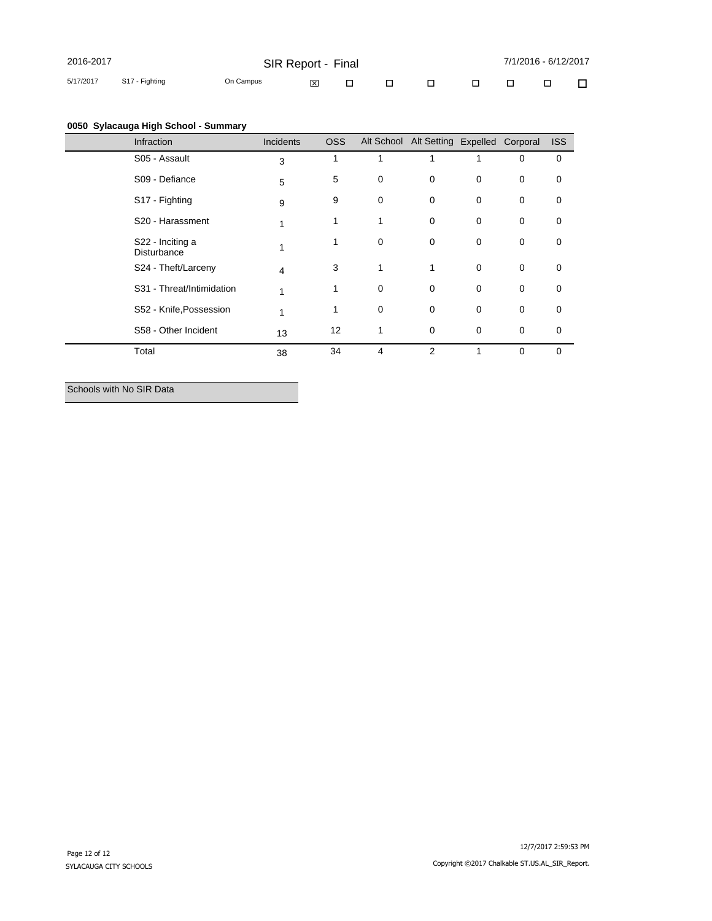| | | | | | | | | | | |
|---|---|---|---|---|---|---|---|---|---|---|
| 5/17/2017 | S17 - Fighting | On Campus | ☒ | ☐ | ☐ | ☐ | ☐ | ☐ | ☐ | ☐ |

**0050 Sylacauga High School - Summary**

| Infraction | Incidents | OSS | Alt School | Alt Setting | Expelled | Corporal | ISS |
|---|---|---|---|---|---|---|---|
| S05 - Assault | 3 | 1 | 1 | 1 | 1 | 0 | 0 |
| S09 - Defiance | 5 | 5 | 0 | 0 | 0 | 0 | 0 |
| S17 - Fighting | 9 | 9 | 0 | 0 | 0 | 0 | 0 |
| S20 - Harassment | 1 | 1 | 1 | 0 | 0 | 0 | 0 |
| S22 - Inciting a Disturbance | 1 | 1 | 0 | 0 | 0 | 0 | 0 |
| S24 - Theft/Larceny | 4 | 3 | 1 | 1 | 0 | 0 | 0 |
| S31 - Threat/Intimidation | 1 | 1 | 0 | 0 | 0 | 0 | 0 |
| S52 - Knife,Possession | 1 | 1 | 0 | 0 | 0 | 0 | 0 |
| S58 - Other Incident | 13 | 12 | 1 | 0 | 0 | 0 | 0 |
| Total | 38 | 34 | 4 | 2 | 1 | 0 | 0 |

Schools with No SIR Data